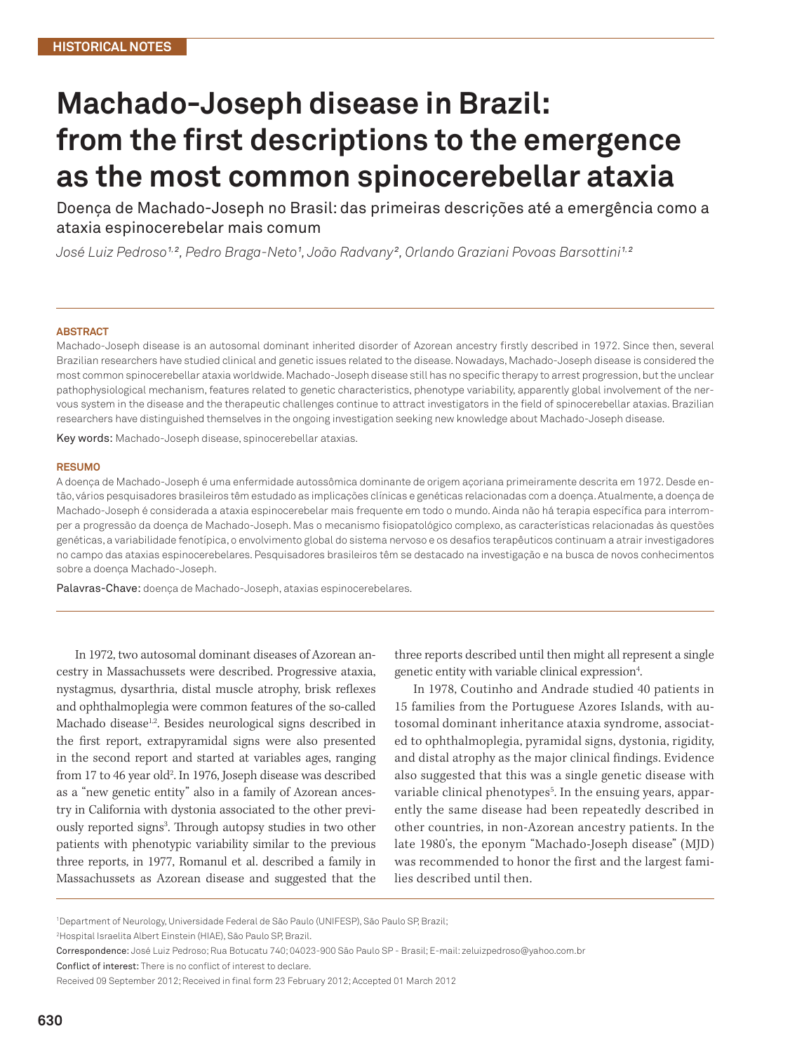HISTORICAL NOTES

# Machado-Joseph disease in Brazil: from the first descriptions to the emergence as the most common spinocerebellar ataxia

Doença de Machado-Joseph no Brasil: das primeiras descrições até a emergência como a ataxia espinocerebelar mais comum

*José Luiz Pedroso[1,2], Pedro Braga-Neto[1], João Radvany[2], Orlando Graziani Povoas Barsottini[1,2]*

---

**ABSTRACT**

Machado-Joseph disease is an autosomal dominant inherited disorder of Azorean ancestry firstly described in 1972. Since then, several Brazilian researchers have studied clinical and genetic issues related to the disease. Nowadays, Machado-Joseph disease is considered the most common spinocerebellar ataxia worldwide. Machado-Joseph disease still has no specific therapy to arrest progression, but the unclear pathophysiological mechanism, features related to genetic characteristics, phenotype variability, apparently global involvement of the nervous system in the disease and the therapeutic challenges continue to attract investigators in the field of spinocerebellar ataxias. Brazilian researchers have distinguished themselves in the ongoing investigation seeking new knowledge about Machado-Joseph disease.

Key words: Machado-Joseph disease, spinocerebellar ataxias.

**RESUMO**

A doença de Machado-Joseph é uma enfermidade autossômica dominante de origem açoriana primeiramente descrita em 1972. Desde então, vários pesquisadores brasileiros têm estudado as implicações clínicas e genéticas relacionadas com a doença. Atualmente, a doença de Machado-Joseph é considerada a ataxia espinocerebelar mais frequente em todo o mundo. Ainda não há terapia específica para interromper a progressão da doença de Machado-Joseph. Mas o mecanismo fisiopatológico complexo, as características relacionadas às questões genéticas, a variabilidade fenotípica, o envolvimento global do sistema nervoso e os desafios terapêuticos continuam a atrair investigadores no campo das ataxias espinocerebelares. Pesquisadores brasileiros têm se destacado na investigação e na busca de novos conhecimentos sobre a doença Machado-Joseph.

Palavras-Chave: doença de Machado-Joseph, ataxias espinocerebelares.

---

In 1972, two autosomal dominant diseases of Azorean ancestry in Massachussets were described. Progressive ataxia, nystagmus, dysarthria, distal muscle atrophy, brisk reflexes and ophthalmoplegia were common features of the so-called Machado disease[1,2]. Besides neurological signs described in the first report, extrapyramidal signs were also presented in the second report and started at variables ages, ranging from 17 to 46 year old[2]. In 1976, Joseph disease was described as a "new genetic entity" also in a family of Azorean ancestry in California with dystonia associated to the other previously reported signs[3]. Through autopsy studies in two other patients with phenotypic variability similar to the previous three reports, in 1977, Romanul et al. described a family in Massachussets as Azorean disease and suggested that the three reports described until then might all represent a single genetic entity with variable clinical expression[4].

In 1978, Coutinho and Andrade studied 40 patients in 15 families from the Portuguese Azores Islands, with autosomal dominant inheritance ataxia syndrome, associated to ophthalmoplegia, pyramidal signs, dystonia, rigidity, and distal atrophy as the major clinical findings. Evidence also suggested that this was a single genetic disease with variable clinical phenotypes[5]. In the ensuing years, apparently the same disease had been repeatedly described in other countries, in non-Azorean ancestry patients. In the late 1980's, the eponym "Machado-Joseph disease" (MJD) was recommended to honor the first and the largest families described until then.

---

[1]Department of Neurology, Universidade Federal de São Paulo (UNIFESP), São Paulo SP, Brazil;

[2]Hospital Israelita Albert Einstein (HIAE), São Paulo SP, Brazil.

Correspondence: José Luiz Pedroso; Rua Botucatu 740; 04023-900 São Paulo SP - Brasil; E-mail: zeluizpedroso@yahoo.com.br

Conflict of interest: There is no conflict of interest to declare.

Received 09 September 2012; Received in final form 23 February 2012; Accepted 01 March 2012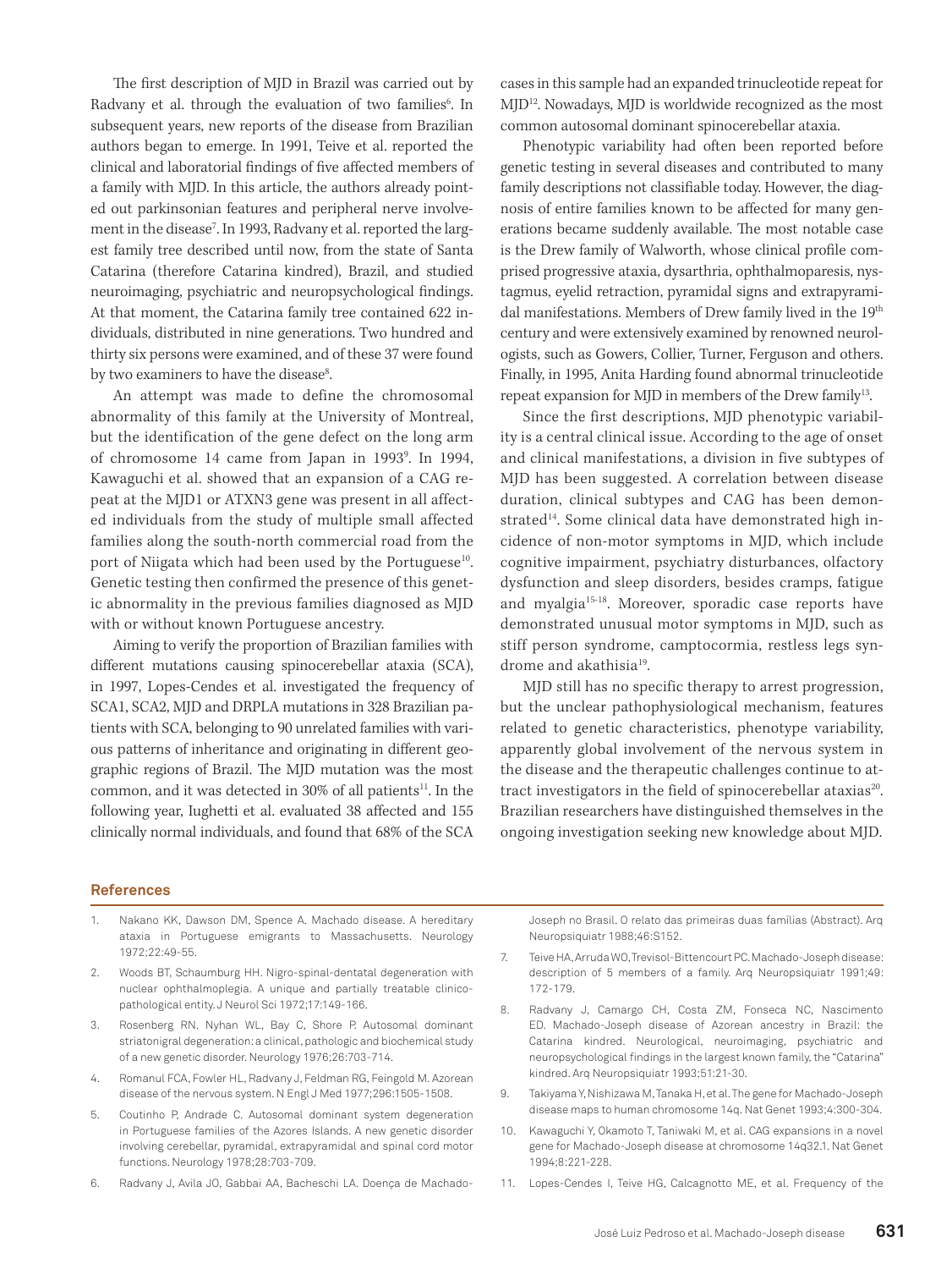The first description of MJD in Brazil was carried out by Radvany et al. through the evaluation of two families[6]. In subsequent years, new reports of the disease from Brazilian authors began to emerge. In 1991, Teive et al. reported the clinical and laboratorial findings of five affected members of a family with MJD. In this article, the authors already pointed out parkinsonian features and peripheral nerve involvement in the disease[7]. In 1993, Radvany et al. reported the largest family tree described until now, from the state of Santa Catarina (therefore Catarina kindred), Brazil, and studied neuroimaging, psychiatric and neuropsychological findings. At that moment, the Catarina family tree contained 622 individuals, distributed in nine generations. Two hundred and thirty six persons were examined, and of these 37 were found by two examiners to have the disease[8].

An attempt was made to define the chromosomal abnormality of this family at the University of Montreal, but the identification of the gene defect on the long arm of chromosome 14 came from Japan in 1993[9]. In 1994, Kawaguchi et al. showed that an expansion of a CAG repeat at the MJD1 or ATXN3 gene was present in all affected individuals from the study of multiple small affected families along the south-north commercial road from the port of Niigata which had been used by the Portuguese[10]. Genetic testing then confirmed the presence of this genetic abnormality in the previous families diagnosed as MJD with or without known Portuguese ancestry.

Aiming to verify the proportion of Brazilian families with different mutations causing spinocerebellar ataxia (SCA), in 1997, Lopes-Cendes et al. investigated the frequency of SCA1, SCA2, MJD and DRPLA mutations in 328 Brazilian patients with SCA, belonging to 90 unrelated families with various patterns of inheritance and originating in different geographic regions of Brazil. The MJD mutation was the most common, and it was detected in 30% of all patients[11]. In the following year, Iughetti et al. evaluated 38 affected and 155 clinically normal individuals, and found that 68% of the SCA cases in this sample had an expanded trinucleotide repeat for MJD[12]. Nowadays, MJD is worldwide recognized as the most common autosomal dominant spinocerebellar ataxia.

Phenotypic variability had often been reported before genetic testing in several diseases and contributed to many family descriptions not classifiable today. However, the diagnosis of entire families known to be affected for many generations became suddenly available. The most notable case is the Drew family of Walworth, whose clinical profile comprised progressive ataxia, dysarthria, ophthalmoparesis, nystagmus, eyelid retraction, pyramidal signs and extrapyramidal manifestations. Members of Drew family lived in the 19th century and were extensively examined by renowned neurologists, such as Gowers, Collier, Turner, Ferguson and others. Finally, in 1995, Anita Harding found abnormal trinucleotide repeat expansion for MJD in members of the Drew family[13].

Since the first descriptions, MJD phenotypic variability is a central clinical issue. According to the age of onset and clinical manifestations, a division in five subtypes of MJD has been suggested. A correlation between disease duration, clinical subtypes and CAG has been demonstrated[14]. Some clinical data have demonstrated high incidence of non-motor symptoms in MJD, which include cognitive impairment, psychiatry disturbances, olfactory dysfunction and sleep disorders, besides cramps, fatigue and myalgia[15-18]. Moreover, sporadic case reports have demonstrated unusual motor symptoms in MJD, such as stiff person syndrome, camptocormia, restless legs syndrome and akathisia[19].

MJD still has no specific therapy to arrest progression, but the unclear pathophysiological mechanism, features related to genetic characteristics, phenotype variability, apparently global involvement of the nervous system in the disease and the therapeutic challenges continue to attract investigators in the field of spinocerebellar ataxias[20]. Brazilian researchers have distinguished themselves in the ongoing investigation seeking new knowledge about MJD.

## References

1. Nakano KK, Dawson DM, Spence A. Machado disease. A hereditary ataxia in Portuguese emigrants to Massachusetts. Neurology 1972;22:49-55.
2. Woods BT, Schaumburg HH. Nigro-spinal-dentatal degeneration with nuclear ophthalmoplegia. A unique and partially treatable clinicopathological entity. J Neurol Sci 1972;17:149-166.
3. Rosenberg RN. Nyhan WL, Bay C, Shore P. Autosomal dominant striatonigral degeneration: a clinical, pathologic and biochemical study of a new genetic disorder. Neurology 1976;26:703-714.
4. Romanul FCA, Fowler HL, Radvany J, Feldman RG, Feingold M. Azorean disease of the nervous system. N Engl J Med 1977;296:1505-1508.
5. Coutinho P, Andrade C. Autosomal dominant system degeneration in Portuguese families of the Azores Islands. A new genetic disorder involving cerebellar, pyramidal, extrapyramidal and spinal cord motor functions. Neurology 1978;28:703-709.
6. Radvany J, Avila JO, Gabbai AA, Bacheschi LA. Doença de Machado-Joseph no Brasil. O relato das primeiras duas famílias (Abstract). Arq Neuropsiquiatr 1988;46:S152.
7. Teive HA, Arruda WO, Trevisol-Bittencourt PC. Machado-Joseph disease: description of 5 members of a family. Arq Neuropsiquiatr 1991;49: 172-179.
8. Radvany J, Camargo CH, Costa ZM, Fonseca NC, Nascimento ED. Machado-Joseph disease of Azorean ancestry in Brazil: the Catarina kindred. Neurological, neuroimaging, psychiatric and neuropsychological findings in the largest known family, the "Catarina" kindred. Arq Neuropsiquiatr 1993;51:21-30.
9. Takiyama Y, Nishizawa M, Tanaka H, et al. The gene for Machado-Joseph disease maps to human chromosome 14q. Nat Genet 1993;4:300-304.
10. Kawaguchi Y, Okamoto T, Taniwaki M, et al. CAG expansions in a novel gene for Machado-Joseph disease at chromosome 14q32.1. Nat Genet 1994;8:221-228.
11. Lopes-Cendes I, Teive HG, Calcagnotto ME, et al. Frequency of the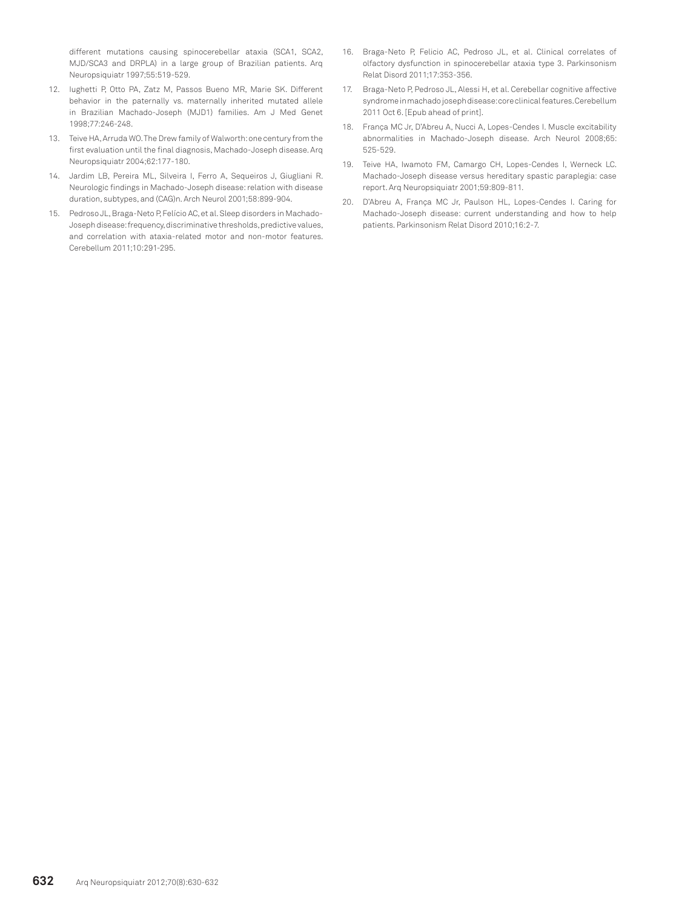different mutations causing spinocerebellar ataxia (SCA1, SCA2, MJD/SCA3 and DRPLA) in a large group of Brazilian patients. Arq Neuropsiquiatr 1997;55:519-529.

12. Iughetti P, Otto PA, Zatz M, Passos Bueno MR, Marie SK. Different behavior in the paternally vs. maternally inherited mutated allele in Brazilian Machado-Joseph (MJD1) families. Am J Med Genet 1998;77:246-248.
13. Teive HA, Arruda WO. The Drew family of Walworth: one century from the first evaluation until the final diagnosis, Machado-Joseph disease. Arq Neuropsiquiatr 2004;62:177-180.
14. Jardim LB, Pereira ML, Silveira I, Ferro A, Sequeiros J, Giugliani R. Neurologic findings in Machado-Joseph disease: relation with disease duration, subtypes, and (CAG)n. Arch Neurol 2001;58:899-904.
15. Pedroso JL, Braga-Neto P, Felício AC, et al. Sleep disorders in Machado-Joseph disease: frequency, discriminative thresholds, predictive values, and correlation with ataxia-related motor and non-motor features. Cerebellum 2011;10:291-295.
16. Braga-Neto P, Felicio AC, Pedroso JL, et al. Clinical correlates of olfactory dysfunction in spinocerebellar ataxia type 3. Parkinsonism Relat Disord 2011;17:353-356.
17. Braga-Neto P, Pedroso JL, Alessi H, et al. Cerebellar cognitive affective syndrome in machado joseph disease: core clinical features. Cerebellum 2011 Oct 6. [Epub ahead of print].
18. França MC Jr, D'Abreu A, Nucci A, Lopes-Cendes I. Muscle excitability abnormalities in Machado-Joseph disease. Arch Neurol 2008;65: 525-529.
19. Teive HA, Iwamoto FM, Camargo CH, Lopes-Cendes I, Werneck LC. Machado-Joseph disease versus hereditary spastic paraplegia: case report. Arq Neuropsiquiatr 2001;59:809-811.
20. D'Abreu A, França MC Jr, Paulson HL, Lopes-Cendes I. Caring for Machado-Joseph disease: current understanding and how to help patients. Parkinsonism Relat Disord 2010;16:2-7.